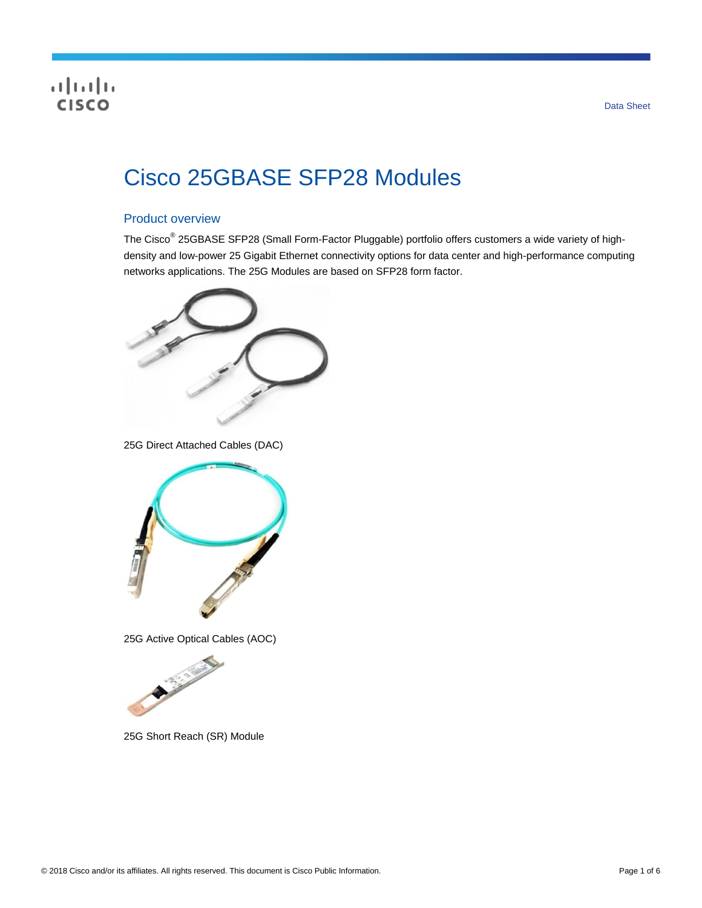# Cisco 25GBASE SFP28 Modules

## Product overview

The Cisco® 25GBASE SFP28 (Small Form-Factor Pluggable) portfolio offers customers a wide variety of high-density and low-power 25 Gigabit Ethernet connectivity options for data center and high-performance computing networks applications. The 25G Modules are based on SFP28 form factor.

25G Direct Attached Cables (DAC)

25G Active Optical Cables (AOC)

25G Short Reach (SR) Module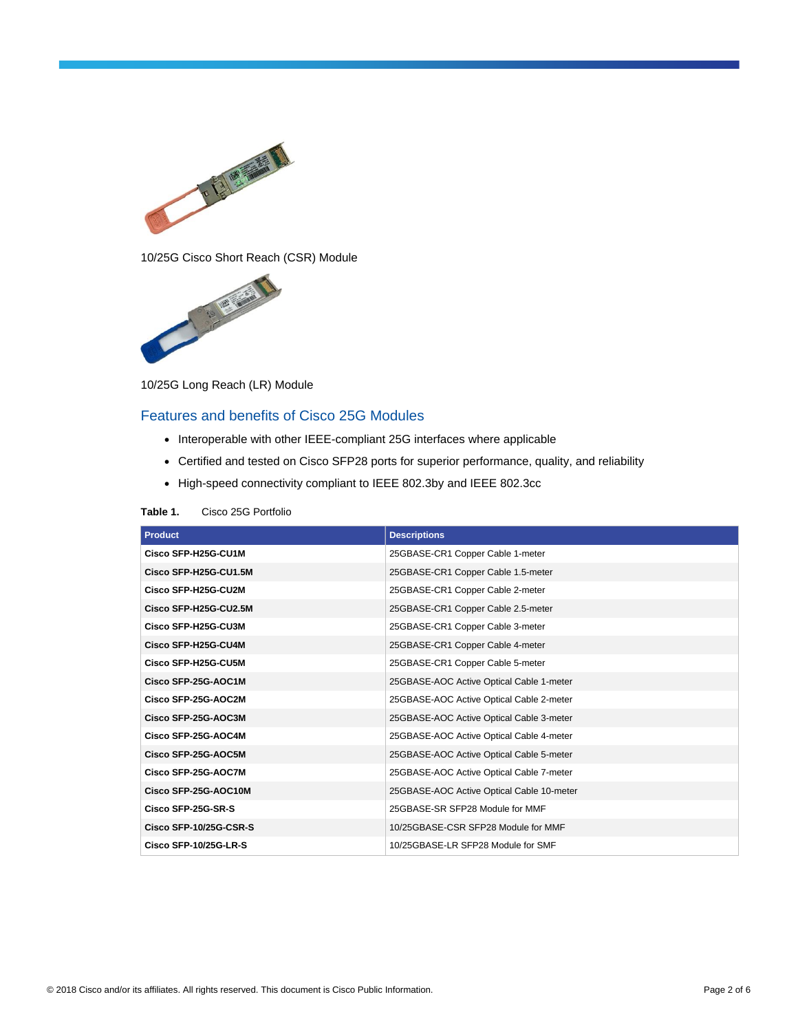10/25G Cisco Short Reach (CSR) Module

10/25G Long Reach (LR) Module

## Features and benefits of Cisco 25G Modules

- Interoperable with other IEEE-compliant 25G interfaces where applicable
- Certified and tested on Cisco SFP28 ports for superior performance, quality, and reliability
- High-speed connectivity compliant to IEEE 802.3by and IEEE 802.3cc

**Table 1.** Cisco 25G Portfolio

| Product | Descriptions |
|---|---|
| **Cisco SFP-H25G-CU1M** | 25GBASE-CR1 Copper Cable 1-meter |
| **Cisco SFP-H25G-CU1.5M** | 25GBASE-CR1 Copper Cable 1.5-meter |
| **Cisco SFP-H25G-CU2M** | 25GBASE-CR1 Copper Cable 2-meter |
| **Cisco SFP-H25G-CU2.5M** | 25GBASE-CR1 Copper Cable 2.5-meter |
| **Cisco SFP-H25G-CU3M** | 25GBASE-CR1 Copper Cable 3-meter |
| **Cisco SFP-H25G-CU4M** | 25GBASE-CR1 Copper Cable 4-meter |
| **Cisco SFP-H25G-CU5M** | 25GBASE-CR1 Copper Cable 5-meter |
| **Cisco SFP-25G-AOC1M** | 25GBASE-AOC Active Optical Cable 1-meter |
| **Cisco SFP-25G-AOC2M** | 25GBASE-AOC Active Optical Cable 2-meter |
| **Cisco SFP-25G-AOC3M** | 25GBASE-AOC Active Optical Cable 3-meter |
| **Cisco SFP-25G-AOC4M** | 25GBASE-AOC Active Optical Cable 4-meter |
| **Cisco SFP-25G-AOC5M** | 25GBASE-AOC Active Optical Cable 5-meter |
| **Cisco SFP-25G-AOC7M** | 25GBASE-AOC Active Optical Cable 7-meter |
| **Cisco SFP-25G-AOC10M** | 25GBASE-AOC Active Optical Cable 10-meter |
| **Cisco SFP-25G-SR-S** | 25GBASE-SR SFP28 Module for MMF |
| **Cisco SFP-10/25G-CSR-S** | 10/25GBASE-CSR SFP28 Module for MMF |
| **Cisco SFP-10/25G-LR-S** | 10/25GBASE-LR SFP28 Module for SMF |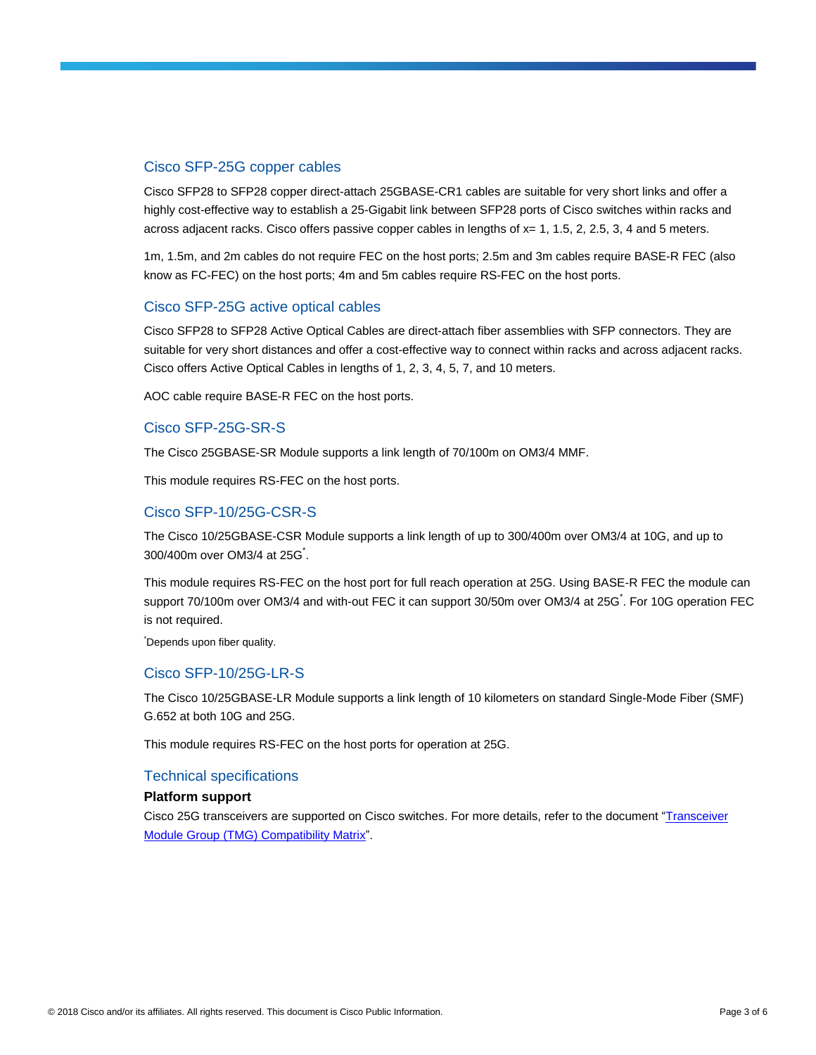## Cisco SFP-25G copper cables

Cisco SFP28 to SFP28 copper direct-attach 25GBASE-CR1 cables are suitable for very short links and offer a highly cost-effective way to establish a 25-Gigabit link between SFP28 ports of Cisco switches within racks and across adjacent racks. Cisco offers passive copper cables in lengths of x= 1, 1.5, 2, 2.5, 3, 4 and 5 meters.

1m, 1.5m, and 2m cables do not require FEC on the host ports; 2.5m and 3m cables require BASE-R FEC (also know as FC-FEC) on the host ports; 4m and 5m cables require RS-FEC on the host ports.

## Cisco SFP-25G active optical cables

Cisco SFP28 to SFP28 Active Optical Cables are direct-attach fiber assemblies with SFP connectors. They are suitable for very short distances and offer a cost-effective way to connect within racks and across adjacent racks. Cisco offers Active Optical Cables in lengths of 1, 2, 3, 4, 5, 7, and 10 meters.

AOC cable require BASE-R FEC on the host ports.

## Cisco SFP-25G-SR-S

The Cisco 25GBASE-SR Module supports a link length of 70/100m on OM3/4 MMF.

This module requires RS-FEC on the host ports.

## Cisco SFP-10/25G-CSR-S

The Cisco 10/25GBASE-CSR Module supports a link length of up to 300/400m over OM3/4 at 10G, and up to 300/400m over OM3/4 at 25G*.

This module requires RS-FEC on the host port for full reach operation at 25G. Using BASE-R FEC the module can support 70/100m over OM3/4 and with-out FEC it can support 30/50m over OM3/4 at 25G*. For 10G operation FEC is not required.

*Depends upon fiber quality.

## Cisco SFP-10/25G-LR-S

The Cisco 10/25GBASE-LR Module supports a link length of 10 kilometers on standard Single-Mode Fiber (SMF) G.652 at both 10G and 25G.

This module requires RS-FEC on the host ports for operation at 25G.

## Technical specifications

**Platform support**

Cisco 25G transceivers are supported on Cisco switches. For more details, refer to the document "Transceiver Module Group (TMG) Compatibility Matrix".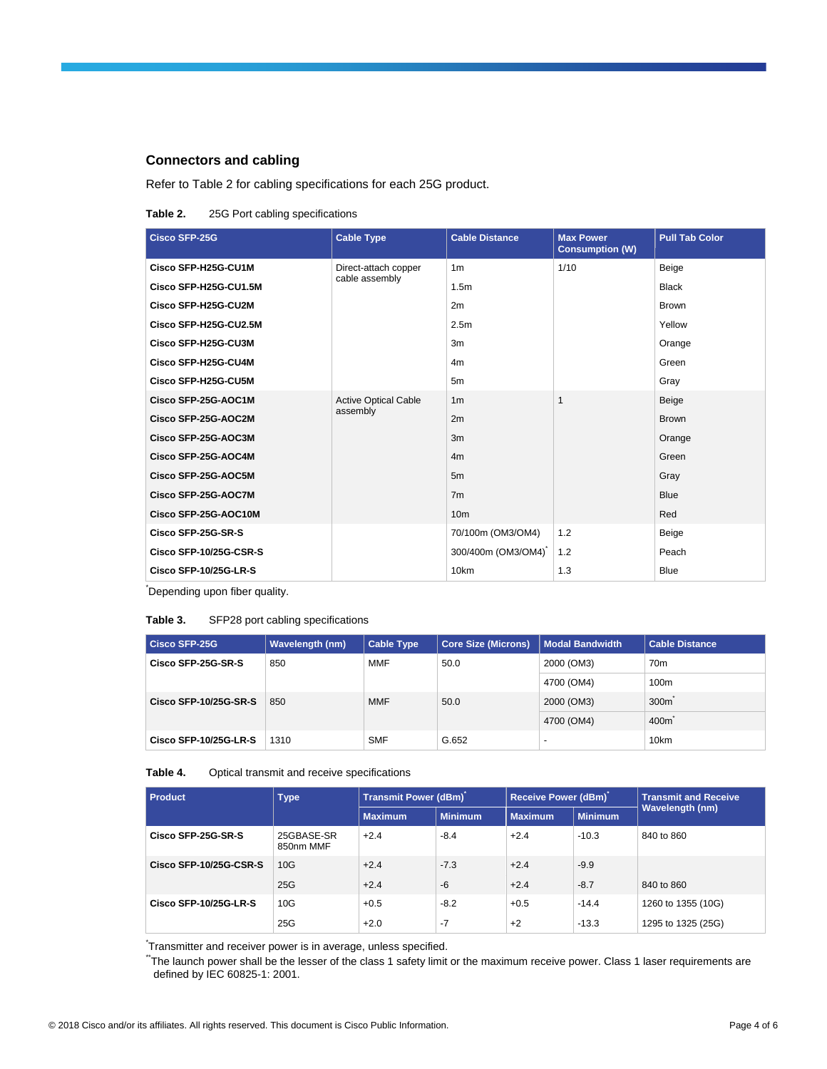## Connectors and cabling

Refer to Table 2 for cabling specifications for each 25G product.

**Table 2.** 25G Port cabling specifications

| Cisco SFP-25G | Cable Type | Cable Distance | Max Power Consumption (W) | Pull Tab Color |
|---|---|---|---|---|
| **Cisco SFP-H25G-CU1M** | Direct-attach copper cable assembly | 1m | 1/10 | Beige |
| **Cisco SFP-H25G-CU1.5M** | | 1.5m | | Black |
| **Cisco SFP-H25G-CU2M** | | 2m | | Brown |
| **Cisco SFP-H25G-CU2.5M** | | 2.5m | | Yellow |
| **Cisco SFP-H25G-CU3M** | | 3m | | Orange |
| **Cisco SFP-H25G-CU4M** | | 4m | | Green |
| **Cisco SFP-H25G-CU5M** | | 5m | | Gray |
| **Cisco SFP-25G-AOC1M** | Active Optical Cable assembly | 1m | 1 | Beige |
| **Cisco SFP-25G-AOC2M** | | 2m | | Brown |
| **Cisco SFP-25G-AOC3M** | | 3m | | Orange |
| **Cisco SFP-25G-AOC4M** | | 4m | | Green |
| **Cisco SFP-25G-AOC5M** | | 5m | | Gray |
| **Cisco SFP-25G-AOC7M** | | 7m | | Blue |
| **Cisco SFP-25G-AOC10M** | | 10m | | Red |
| **Cisco SFP-25G-SR-S** | | 70/100m (OM3/OM4) | 1.2 | Beige |
| **Cisco SFP-10/25G-CSR-S** | | 300/400m (OM3/OM4)* | 1.2 | Peach |
| **Cisco SFP-10/25G-LR-S** | | 10km | 1.3 | Blue |

*Depending upon fiber quality.

**Table 3.** SFP28 port cabling specifications

| Cisco SFP-25G | Wavelength (nm) | Cable Type | Core Size (Microns) | Modal Bandwidth | Cable Distance |
|---|---|---|---|---|---|
| **Cisco SFP-25G-SR-S** | 850 | MMF | 50.0 | 2000 (OM3) | 70m |
| | | | | 4700 (OM4) | 100m |
| **Cisco SFP-10/25G-SR-S** | 850 | MMF | 50.0 | 2000 (OM3) | 300m* |
| | | | | 4700 (OM4) | 400m* |
| **Cisco SFP-10/25G-LR-S** | 1310 | SMF | G.652 | - | 10km |

**Table 4.** Optical transmit and receive specifications

| Product | Type | Transmit Power (dBm)* | | Receive Power (dBm)* | | Transmit and Receive Wavelength (nm) |
|---|---|---|---|---|---|---|
| | | Maximum | Minimum | Maximum | Minimum | |
| **Cisco SFP-25G-SR-S** | 25GBASE-SR 850nm MMF | +2.4 | -8.4 | +2.4 | -10.3 | 840 to 860 |
| **Cisco SFP-10/25G-CSR-S** | 10G | +2.4 | -7.3 | +2.4 | -9.9 | |
| | 25G | +2.4 | -6 | +2.4 | -8.7 | 840 to 860 |
| **Cisco SFP-10/25G-LR-S** | 10G | +0.5 | -8.2 | +0.5 | -14.4 | 1260 to 1355 (10G) |
| | 25G | +2.0 | -7 | +2 | -13.3 | 1295 to 1325 (25G) |

*Transmitter and receiver power is in average, unless specified.

**The launch power shall be the lesser of the class 1 safety limit or the maximum receive power. Class 1 laser requirements are defined by IEC 60825-1: 2001.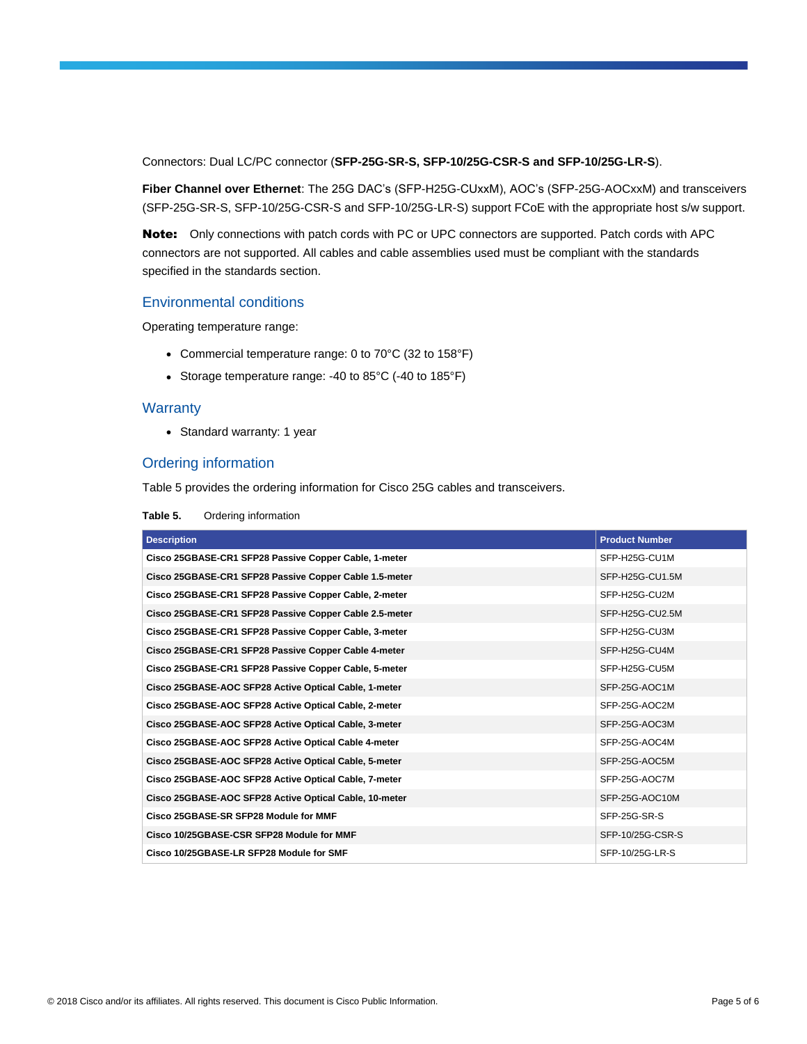Connectors: Dual LC/PC connector (**SFP-25G-SR-S, SFP-10/25G-CSR-S and SFP-10/25G-LR-S**).

**Fiber Channel over Ethernet**: The 25G DAC's (SFP-H25G-CUxxM), AOC's (SFP-25G-AOCxxM) and transceivers (SFP-25G-SR-S, SFP-10/25G-CSR-S and SFP-10/25G-LR-S) support FCoE with the appropriate host s/w support.

**Note:** Only connections with patch cords with PC or UPC connectors are supported. Patch cords with APC connectors are not supported. All cables and cable assemblies used must be compliant with the standards specified in the standards section.

## Environmental conditions

Operating temperature range:

- Commercial temperature range: 0 to 70°C (32 to 158°F)
- Storage temperature range: -40 to 85°C (-40 to 185°F)

## Warranty

- Standard warranty: 1 year

## Ordering information

Table 5 provides the ordering information for Cisco 25G cables and transceivers.

**Table 5.** Ordering information

| Description | Product Number |
|---|---|
| **Cisco 25GBASE-CR1 SFP28 Passive Copper Cable, 1-meter** | SFP-H25G-CU1M |
| **Cisco 25GBASE-CR1 SFP28 Passive Copper Cable 1.5-meter** | SFP-H25G-CU1.5M |
| **Cisco 25GBASE-CR1 SFP28 Passive Copper Cable, 2-meter** | SFP-H25G-CU2M |
| **Cisco 25GBASE-CR1 SFP28 Passive Copper Cable 2.5-meter** | SFP-H25G-CU2.5M |
| **Cisco 25GBASE-CR1 SFP28 Passive Copper Cable, 3-meter** | SFP-H25G-CU3M |
| **Cisco 25GBASE-CR1 SFP28 Passive Copper Cable 4-meter** | SFP-H25G-CU4M |
| **Cisco 25GBASE-CR1 SFP28 Passive Copper Cable, 5-meter** | SFP-H25G-CU5M |
| **Cisco 25GBASE-AOC SFP28 Active Optical Cable, 1-meter** | SFP-25G-AOC1M |
| **Cisco 25GBASE-AOC SFP28 Active Optical Cable, 2-meter** | SFP-25G-AOC2M |
| **Cisco 25GBASE-AOC SFP28 Active Optical Cable, 3-meter** | SFP-25G-AOC3M |
| **Cisco 25GBASE-AOC SFP28 Active Optical Cable 4-meter** | SFP-25G-AOC4M |
| **Cisco 25GBASE-AOC SFP28 Active Optical Cable, 5-meter** | SFP-25G-AOC5M |
| **Cisco 25GBASE-AOC SFP28 Active Optical Cable, 7-meter** | SFP-25G-AOC7M |
| **Cisco 25GBASE-AOC SFP28 Active Optical Cable, 10-meter** | SFP-25G-AOC10M |
| **Cisco 25GBASE-SR SFP28 Module for MMF** | SFP-25G-SR-S |
| **Cisco 10/25GBASE-CSR SFP28 Module for MMF** | SFP-10/25G-CSR-S |
| **Cisco 10/25GBASE-LR SFP28 Module for SMF** | SFP-10/25G-LR-S |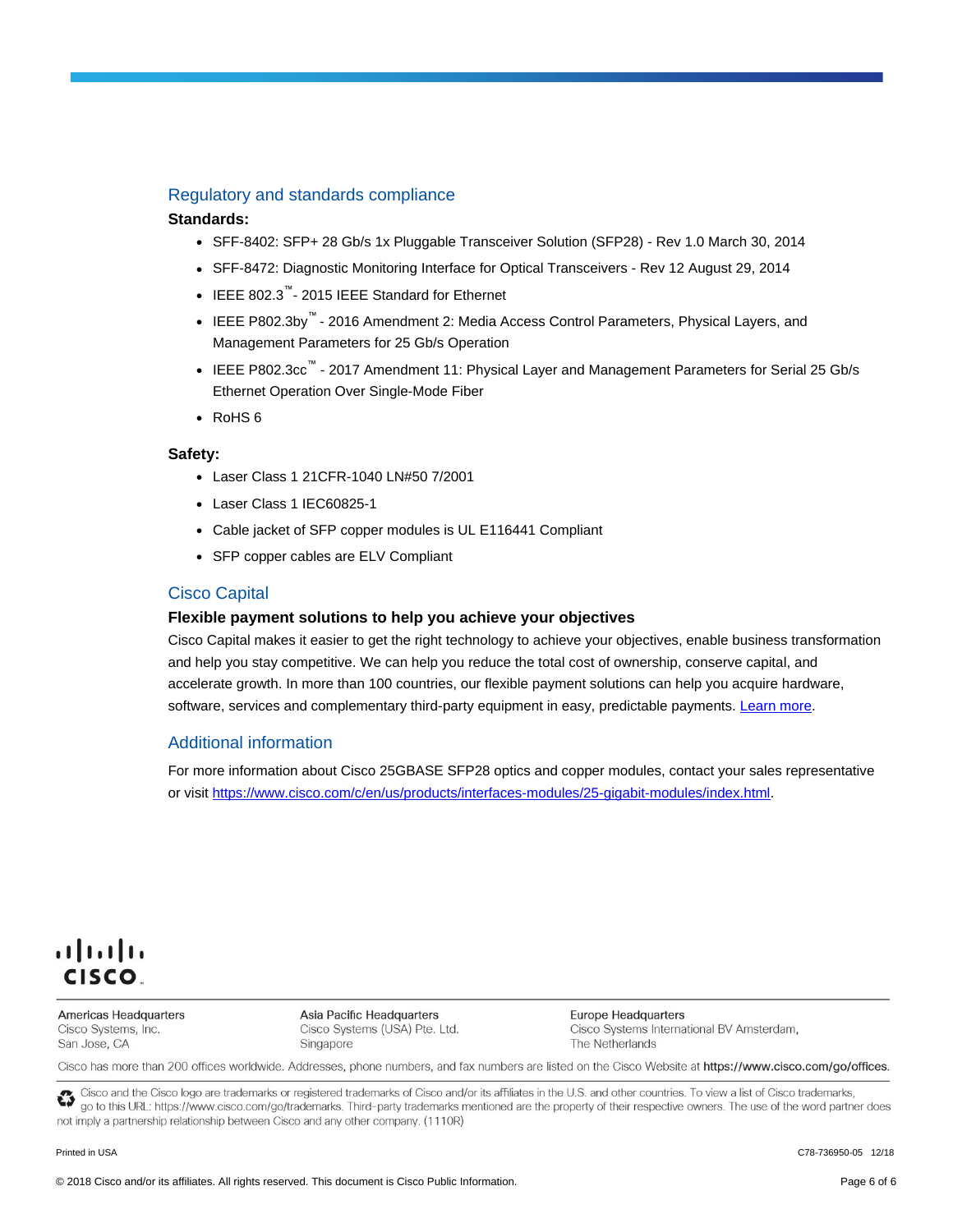## Regulatory and standards compliance

**Standards:**

- SFF-8402: SFP+ 28 Gb/s 1x Pluggable Transceiver Solution (SFP28) - Rev 1.0 March 30, 2014
- SFF-8472: Diagnostic Monitoring Interface for Optical Transceivers - Rev 12 August 29, 2014
- IEEE 802.3™- 2015 IEEE Standard for Ethernet
- IEEE P802.3by™ - 2016 Amendment 2: Media Access Control Parameters, Physical Layers, and Management Parameters for 25 Gb/s Operation
- IEEE P802.3cc™ - 2017 Amendment 11: Physical Layer and Management Parameters for Serial 25 Gb/s Ethernet Operation Over Single-Mode Fiber
- RoHS 6

**Safety:**

- Laser Class 1 21CFR-1040 LN#50 7/2001
- Laser Class 1 IEC60825-1
- Cable jacket of SFP copper modules is UL E116441 Compliant
- SFP copper cables are ELV Compliant

## Cisco Capital

**Flexible payment solutions to help you achieve your objectives**

Cisco Capital makes it easier to get the right technology to achieve your objectives, enable business transformation and help you stay competitive. We can help you reduce the total cost of ownership, conserve capital, and accelerate growth. In more than 100 countries, our flexible payment solutions can help you acquire hardware, software, services and complementary third-party equipment in easy, predictable payments. Learn more.

## Additional information

For more information about Cisco 25GBASE SFP28 optics and copper modules, contact your sales representative or visit https://www.cisco.com/c/en/us/products/interfaces-modules/25-gigabit-modules/index.html.

Americas Headquarters
Cisco Systems, Inc.
San Jose, CA

Asia Pacific Headquarters
Cisco Systems (USA) Pte. Ltd.
Singapore

Europe Headquarters
Cisco Systems International BV Amsterdam,
The Netherlands

Cisco has more than 200 offices worldwide. Addresses, phone numbers, and fax numbers are listed on the Cisco Website at https://www.cisco.com/go/offices.

Cisco and the Cisco logo are trademarks or registered trademarks of Cisco and/or its affiliates in the U.S. and other countries. To view a list of Cisco trademarks, go to this URL: https://www.cisco.com/go/trademarks. Third-party trademarks mentioned are the property of their respective owners. The use of the word partner does not imply a partnership relationship between Cisco and any other company. (1110R)

Printed in USA

C78-736950-05 12/18

© 2018 Cisco and/or its affiliates. All rights reserved. This document is Cisco Public Information.